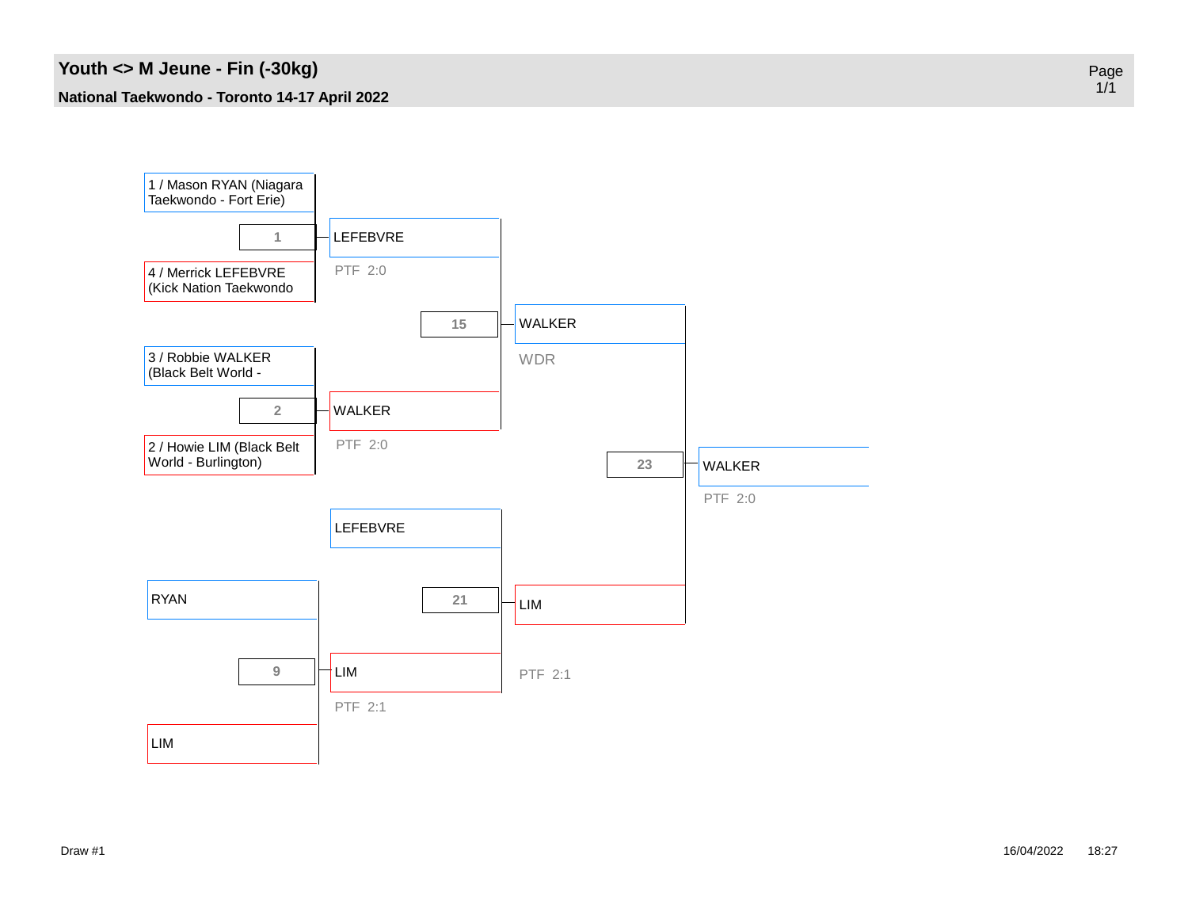# Youth <> M Jeune - Fin (-30kg)

**National Taekwondo - Toronto 14-17 April 2022**

**Match 1**
- 1 / Mason RYAN (Niagara Taekwondo - Fort Erie)
- 4 / Merrick LEFEBVRE (Kick Nation Taekwondo
- Winner: LEFEBVRE — PTF 2:0

**Match 2**
- 3 / Robbie WALKER (Black Belt World -
- 2 / Howie LIM (Black Belt World - Burlington)
- Winner: WALKER — PTF 2:0

**Match 15**
- LEFEBVRE
- WALKER
- Winner: WALKER — WDR

**Match 9**
- RYAN
- LIM
- Winner: LIM — PTF 2:1

**Match 21**
- LEFEBVRE
- LIM
- Winner: LIM — PTF 2:1

**Match 23**
- WALKER
- LIM
- Winner: WALKER — PTF 2:0

Draw #1

16/04/2022 18:27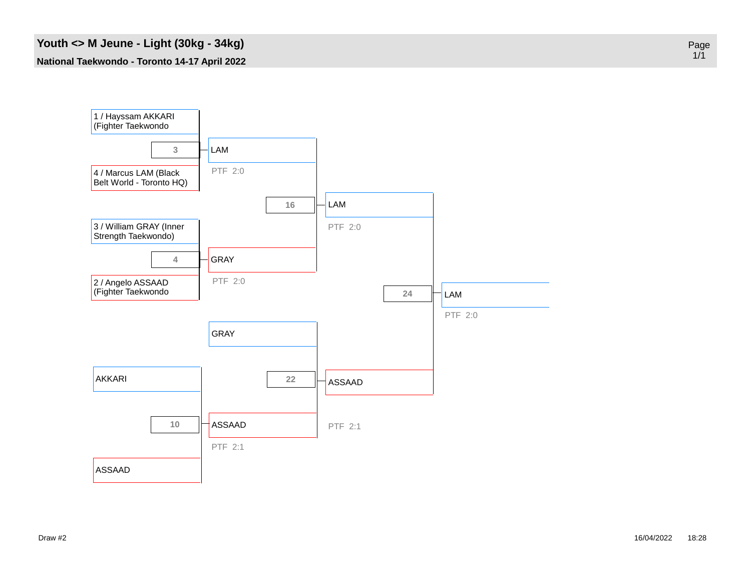# Youth <> M Jeune - Light (30kg - 34kg)

**National Taekwondo - Toronto 14-17 April 2022**

| Match | Competitors | Winner | Result |
|---|---|---|---|
| 3 | 1 / Hayssam AKKARI (Fighter Taekwondo vs 4 / Marcus LAM (Black Belt World - Toronto HQ) | LAM | PTF 2:0 |
| 4 | 3 / William GRAY (Inner Strength Taekwondo) vs 2 / Angelo ASSAAD (Fighter Taekwondo | GRAY | PTF 2:0 |
| 16 | LAM vs GRAY | LAM | PTF 2:0 |
| 10 | AKKARI vs ASSAAD | ASSAAD | PTF 2:1 |
| 22 | GRAY vs ASSAAD | ASSAAD | PTF 2:1 |
| 24 | LAM vs ASSAAD | LAM | PTF 2:0 |

Draw #2

16/04/2022 18:28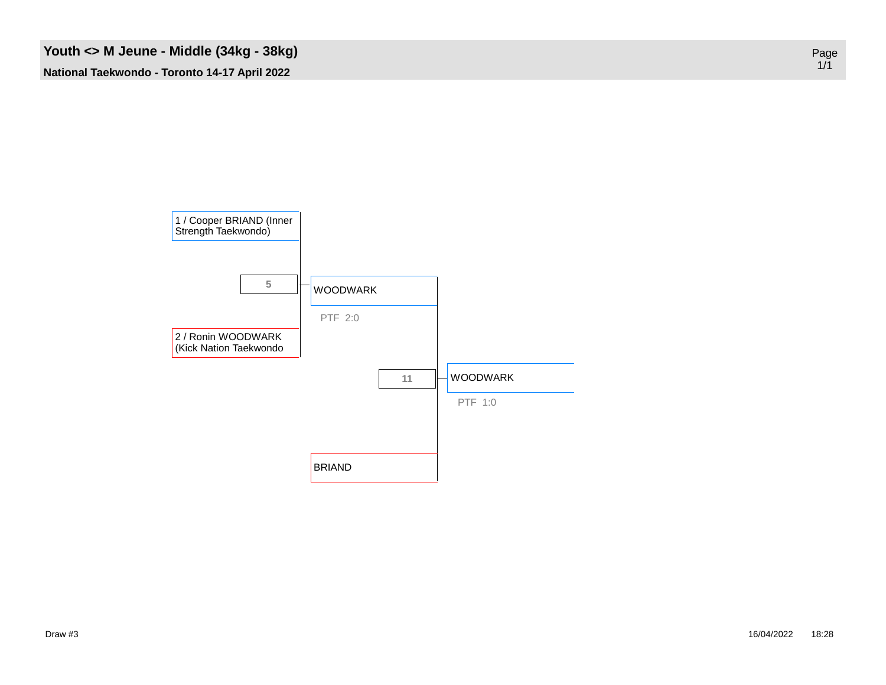# Youth <> M Jeune - Middle (34kg - 38kg)

**National Taekwondo - Toronto 14-17 April 2022**

1 / Cooper BRIAND (Inner Strength Taekwondo)

**5**

2 / Ronin WOODWARK (Kick Nation Taekwondo

WOODWARK

PTF 2:0

**11**

BRIAND

WOODWARK

PTF 1:0

Draw #3

16/04/2022 18:28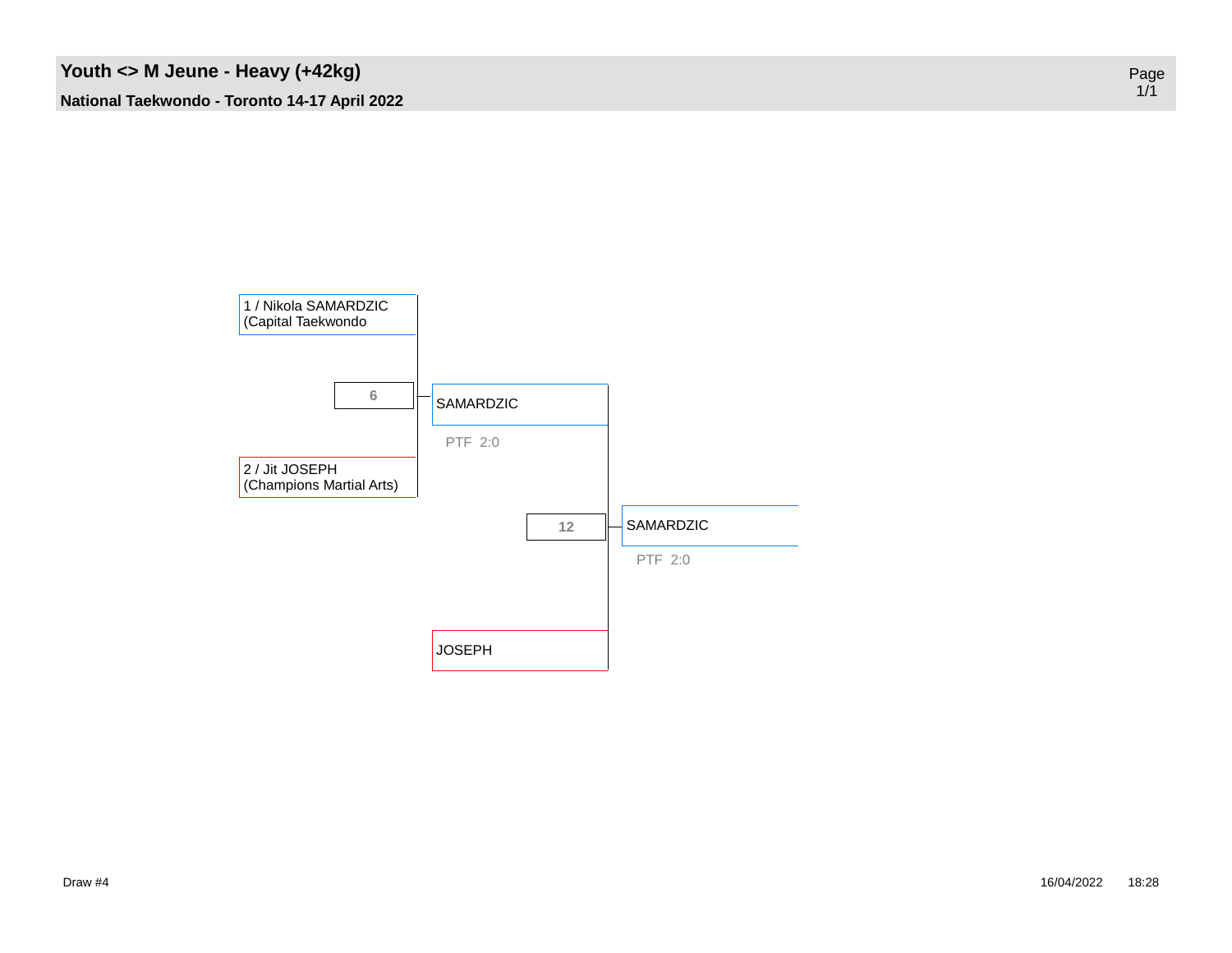## Youth <> M Jeune - Heavy (+42kg)

**National Taekwondo - Toronto 14-17 April 2022**

1 / Nikola SAMARDZIC
(Capital Taekwondo

6

SAMARDZIC

PTF 2:0

2 / Jit JOSEPH
(Champions Martial Arts)

12

SAMARDZIC

PTF 2:0

JOSEPH

Draw #4

16/04/2022 18:28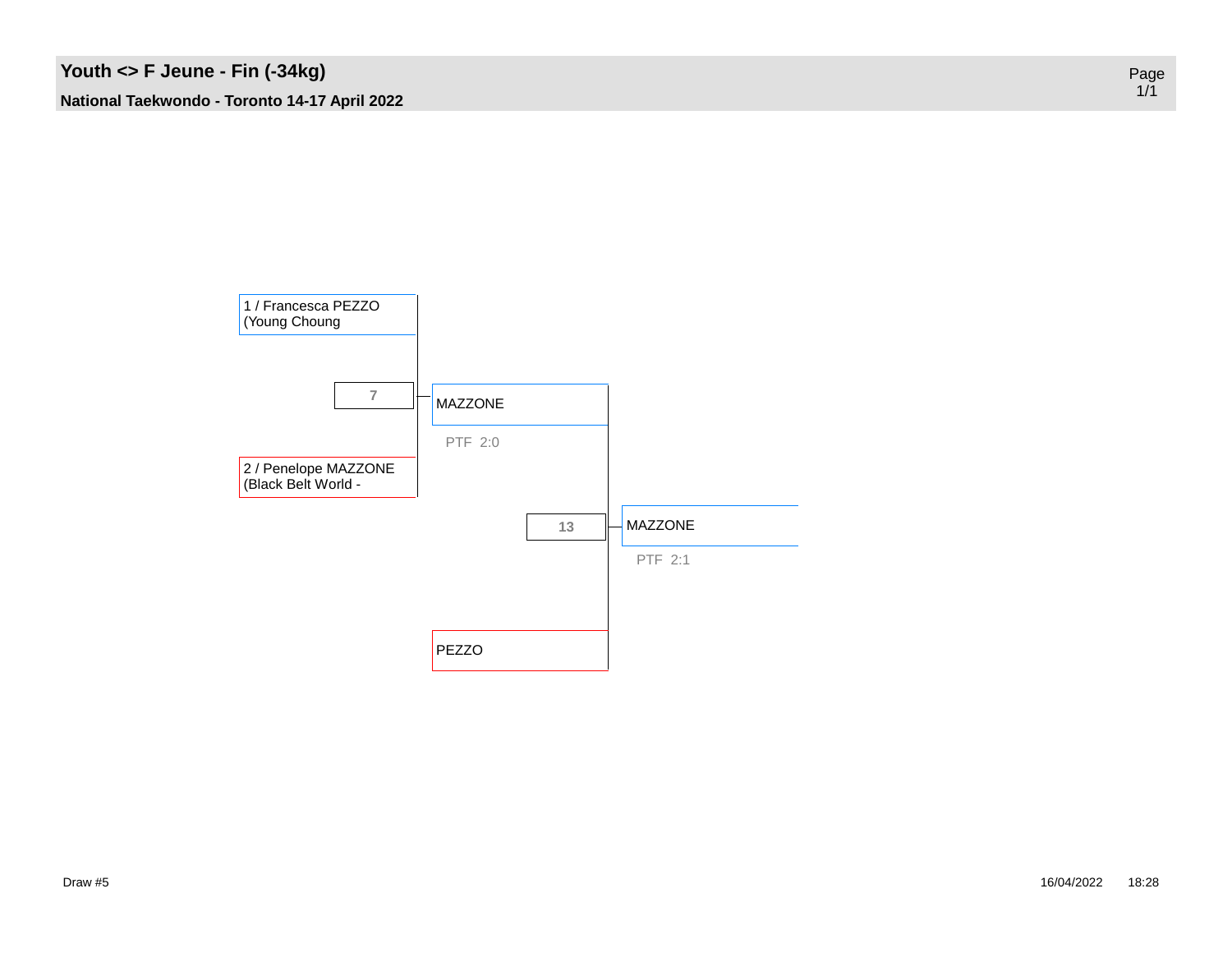# Youth <> F Jeune - Fin (-34kg)

**National Taekwondo - Toronto 14-17 April 2022**

1 / Francesca PEZZO
(Young Choung

7

MAZZONE

PTF 2:0

2 / Penelope MAZZONE
(Black Belt World -

13

MAZZONE

PTF 2:1

PEZZO

Draw #5

16/04/2022 18:28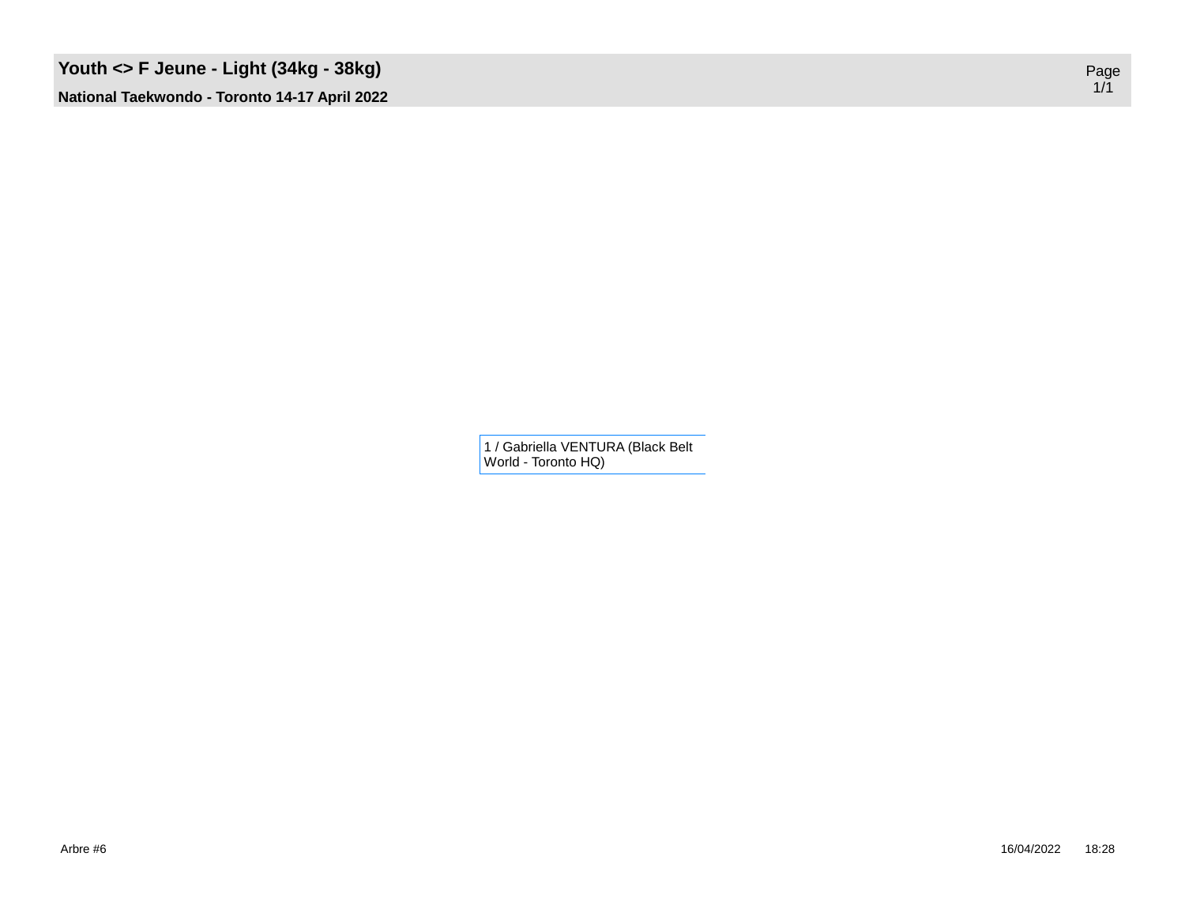# Youth <> F Jeune - Light (34kg - 38kg)

**National Taekwondo - Toronto 14-17 April 2022**

1 / Gabriella VENTURA (Black Belt World - Toronto HQ)

Arbre #6

16/04/2022 18:28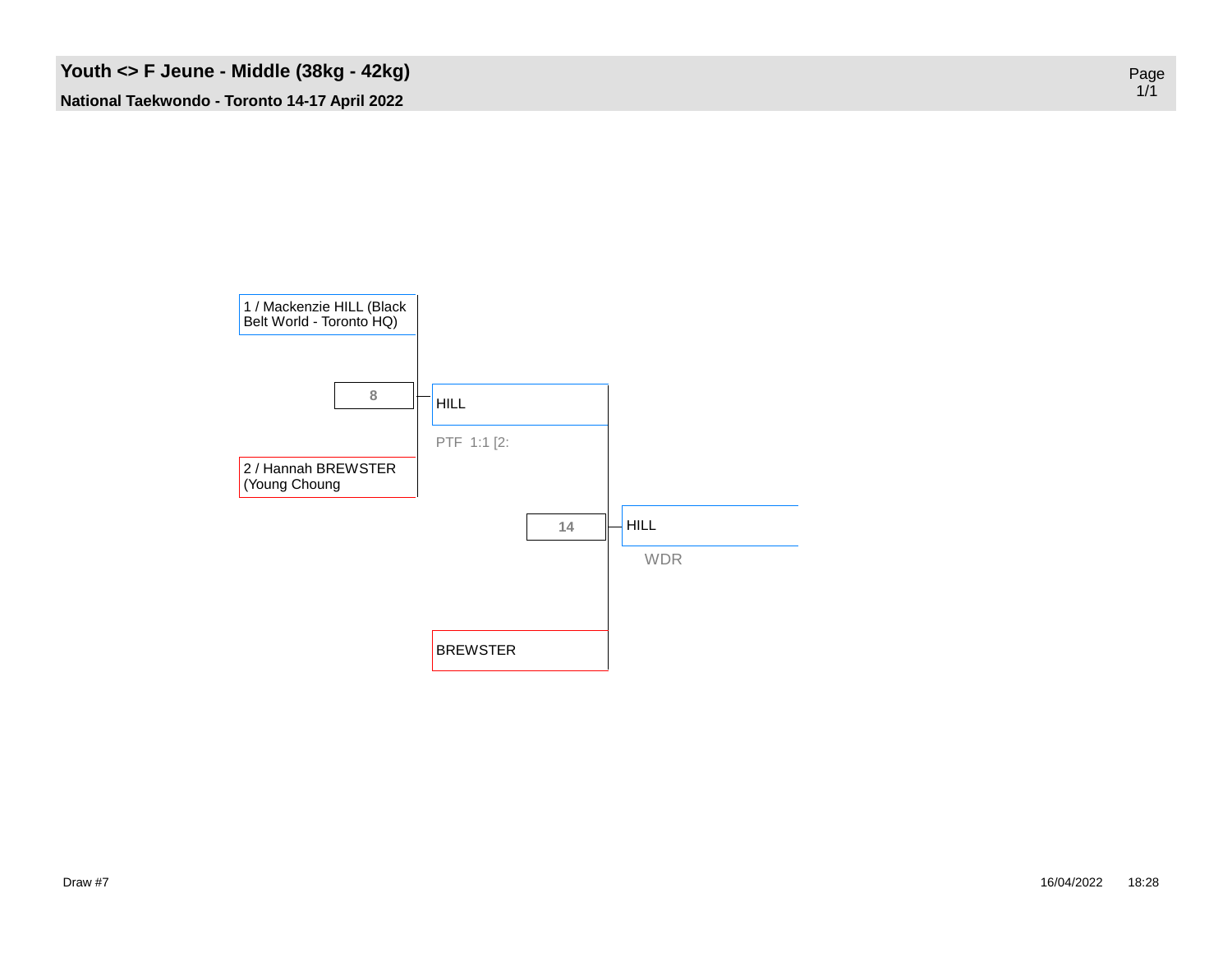# Youth <> F Jeune - Middle (38kg - 42kg)

**National Taekwondo - Toronto 14-17 April 2022**

1 / Mackenzie HILL (Black Belt World - Toronto HQ)

8

2 / Hannah BREWSTER (Young Choung

HILL

PTF 1:1 [2:

14

BREWSTER

HILL

WDR

Draw #7

16/04/2022 18:28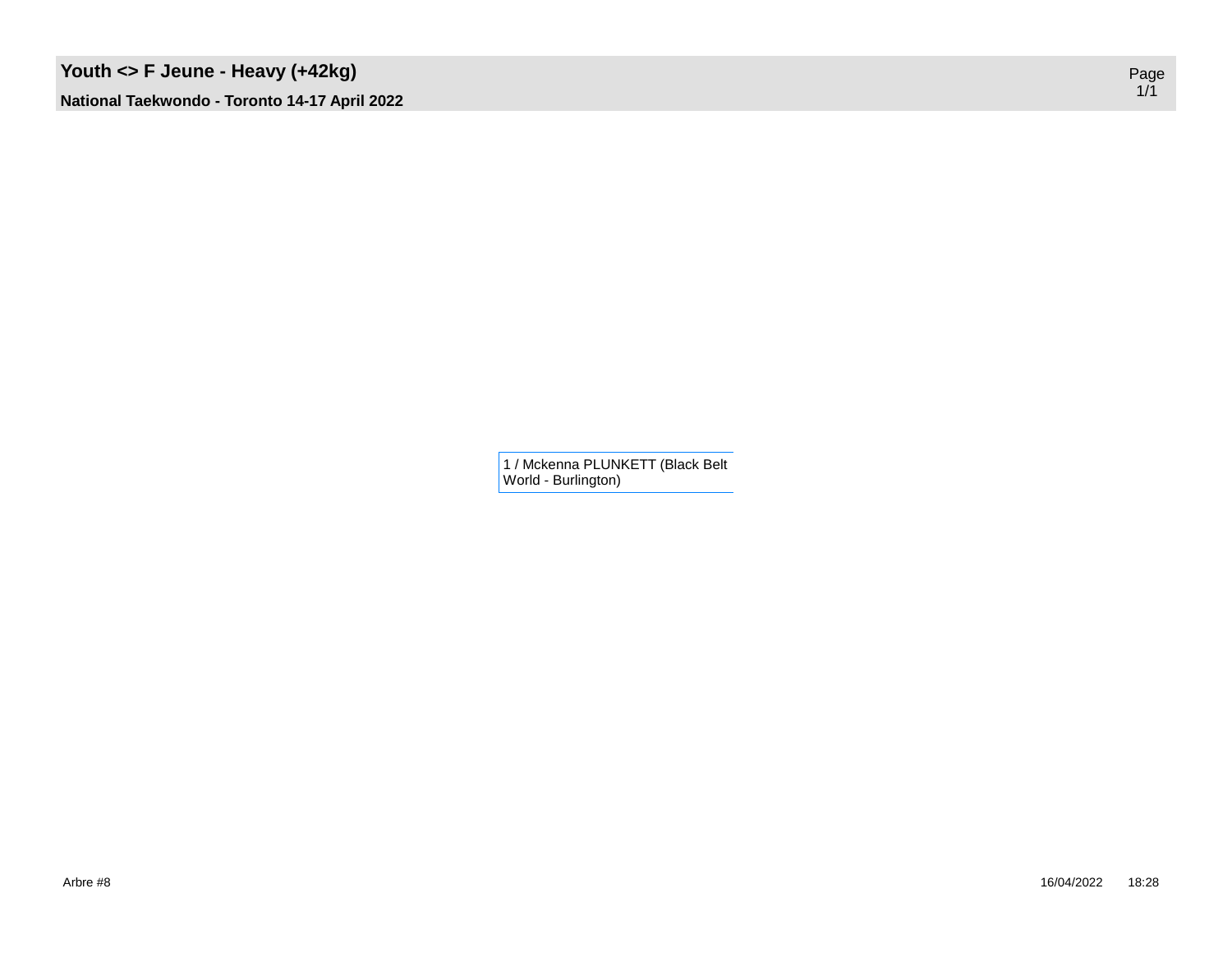# Youth <> F Jeune - Heavy (+42kg)

**National Taekwondo - Toronto 14-17 April 2022**

1 / Mckenna PLUNKETT (Black Belt World - Burlington)

Arbre #8

16/04/2022 18:28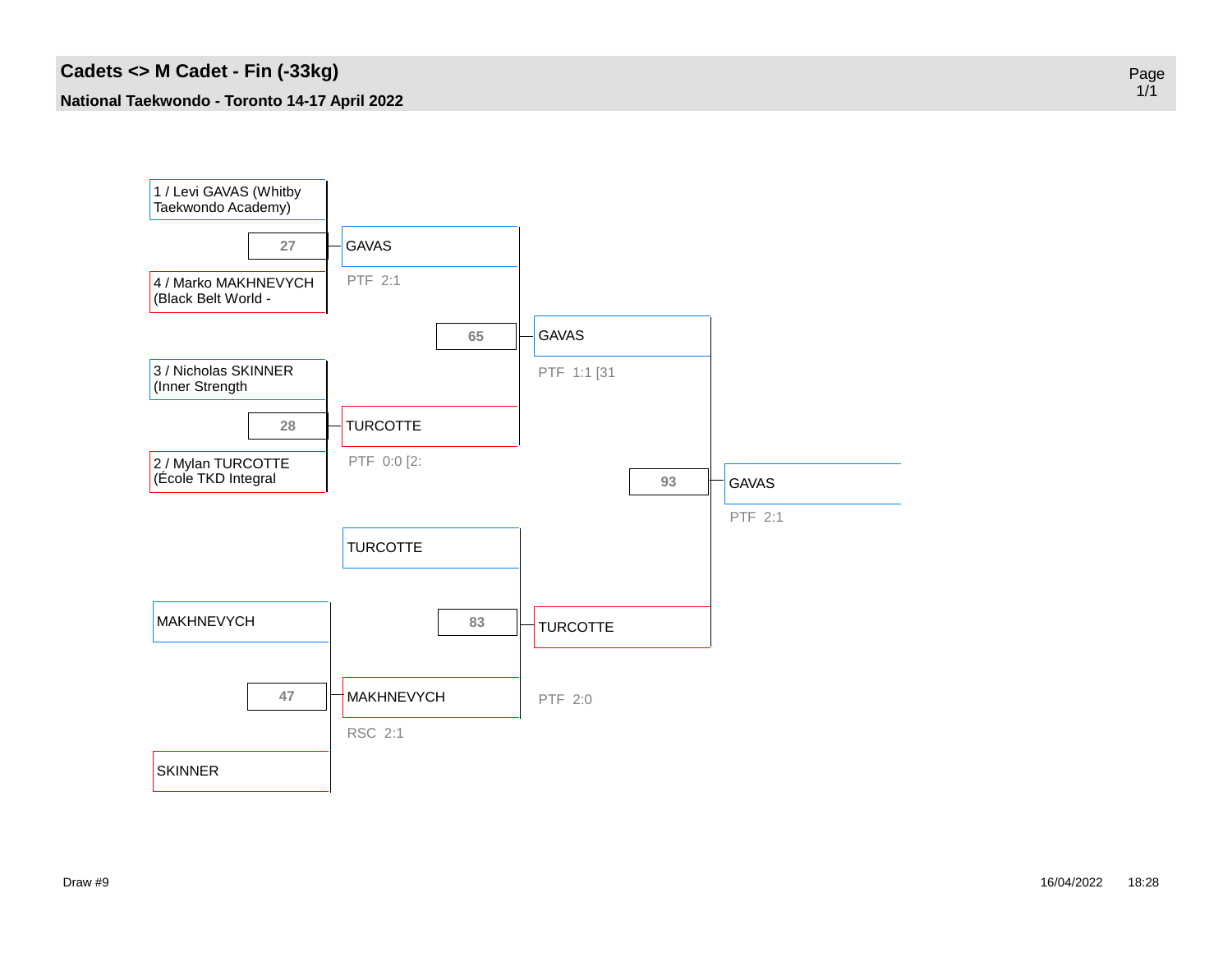# Cadets <> M Cadet - Fin (-33kg)

**National Taekwondo - Toronto 14-17 April 2022**

1 / Levi GAVAS (Whitby Taekwondo Academy)

27

4 / Marko MAKHNEVYCH (Black Belt World -

GAVAS

PTF 2:1

65

GAVAS

PTF 1:1 [31

3 / Nicholas SKINNER (Inner Strength

28

2 / Mylan TURCOTTE (École TKD Integral

TURCOTTE

PTF 0:0 [2:

93

GAVAS

PTF 2:1

TURCOTTE

83

TURCOTTE

PTF 2:0

MAKHNEVYCH

47

MAKHNEVYCH

RSC 2:1

SKINNER

Draw #9

16/04/2022 18:28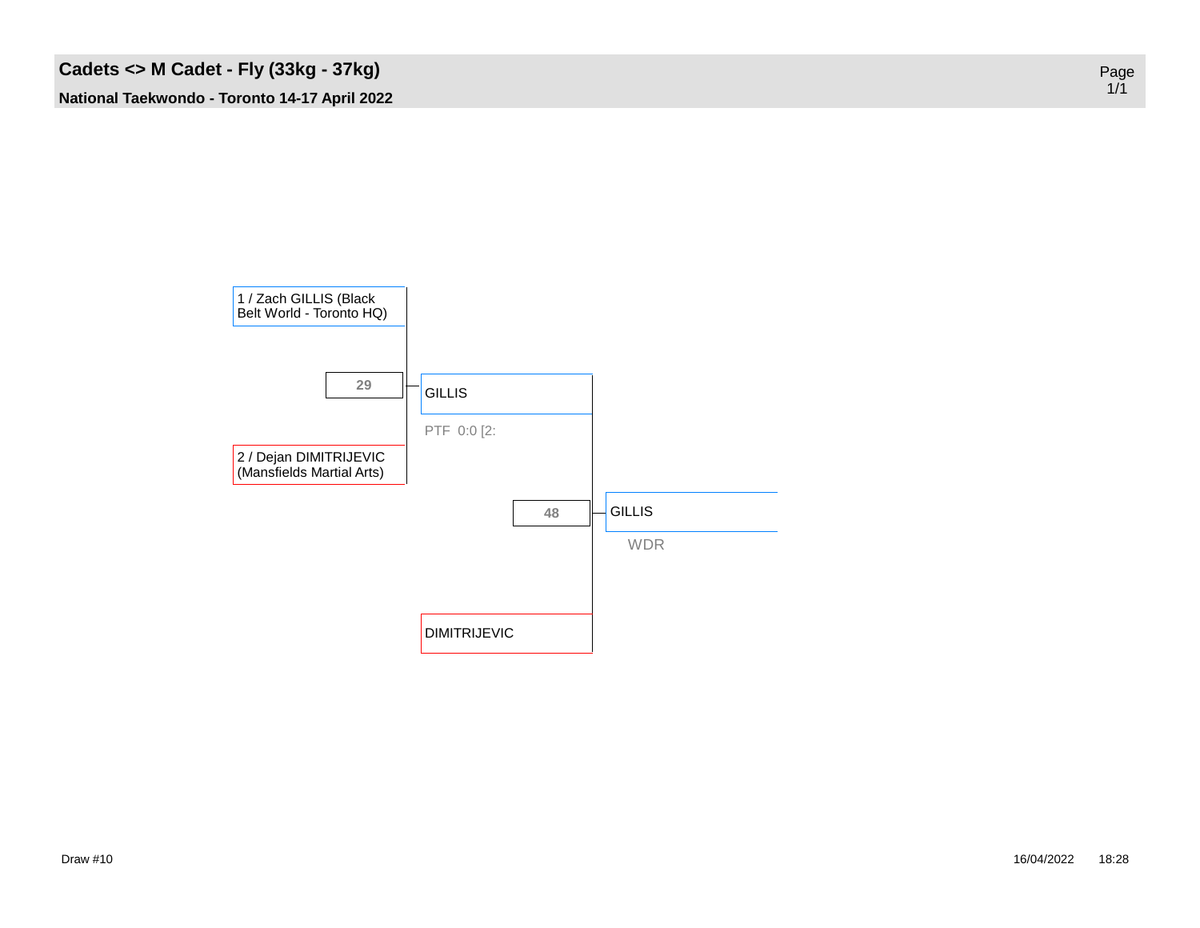# Cadets <> M Cadet - Fly (33kg - 37kg)

**National Taekwondo - Toronto 14-17 April 2022**

1 / Zach GILLIS (Black Belt World - Toronto HQ)

29

GILLIS

PTF 0:0 [2:

2 / Dejan DIMITRIJEVIC (Mansfields Martial Arts)

48

GILLIS

WDR

DIMITRIJEVIC

Draw #10

16/04/2022 18:28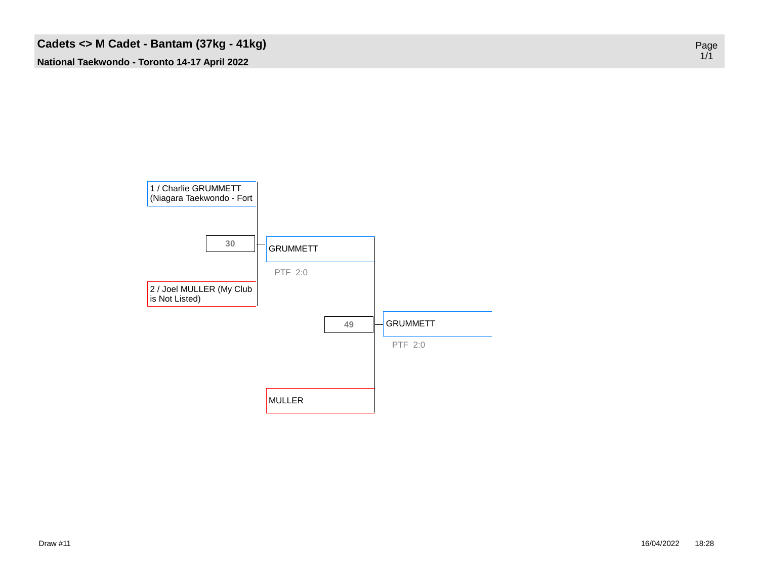# Cadets <> M Cadet - Bantam (37kg - 41kg)

**National Taekwondo - Toronto 14-17 April 2022**

1 / Charlie GRUMMETT (Niagara Taekwondo - Fort

30

GRUMMETT

PTF 2:0

2 / Joel MULLER (My Club is Not Listed)

49

GRUMMETT

PTF 2:0

MULLER

Draw #11

16/04/2022 18:28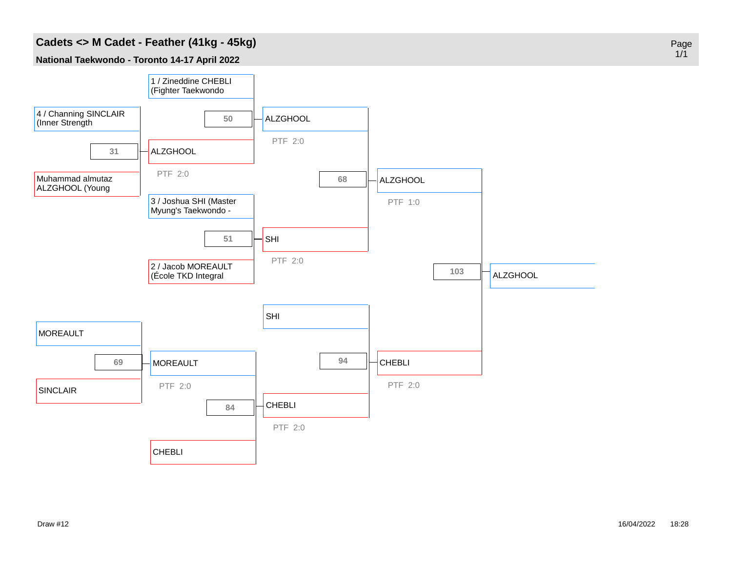# Cadets <> M Cadet - Feather (41kg - 45kg)

**National Taekwondo - Toronto 14-17 April 2022**

4 / Channing SINCLAIR (Inner Strength

31

Muhammad almutaz ALZGHOOL (Young

1 / Zineddine CHEBLI (Fighter Taekwondo

50

ALZGHOOL

PTF 2:0

3 / Joshua SHI (Master Myung's Taekwondo -

51

2 / Jacob MOREAULT (École TKD Integral

ALZGHOOL

PTF 2:0

68

SHI

PTF 2:0

ALZGHOOL

PTF 1:0

103

ALZGHOOL

MOREAULT

69

SINCLAIR

MOREAULT

PTF 2:0

84

CHEBLI

SHI

94

CHEBLI

PTF 2:0

CHEBLI

PTF 2:0

Draw #12

16/04/2022 18:28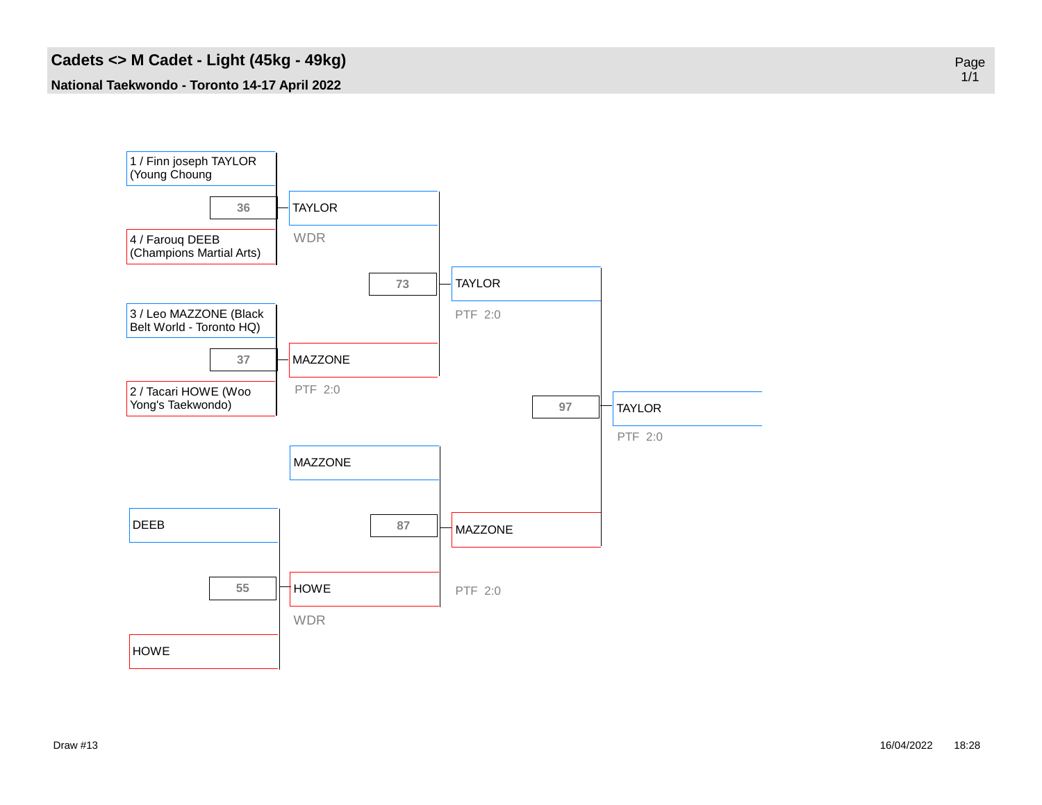# Cadets <> M Cadet - Light (45kg - 49kg)

**National Taekwondo - Toronto 14-17 April 2022**

1 / Finn joseph TAYLOR (Young Choung

36

4 / Farouq DEEB (Champions Martial Arts)

TAYLOR

WDR

73

3 / Leo MAZZONE (Black Belt World - Toronto HQ)

37

2 / Tacari HOWE (Woo Yong's Taekwondo)

MAZZONE

PTF 2:0

TAYLOR

PTF 2:0

97

TAYLOR

PTF 2:0

MAZZONE

DEEB

87

55

HOWE

WDR

HOWE

MAZZONE

PTF 2:0

Draw #13

16/04/2022 18:28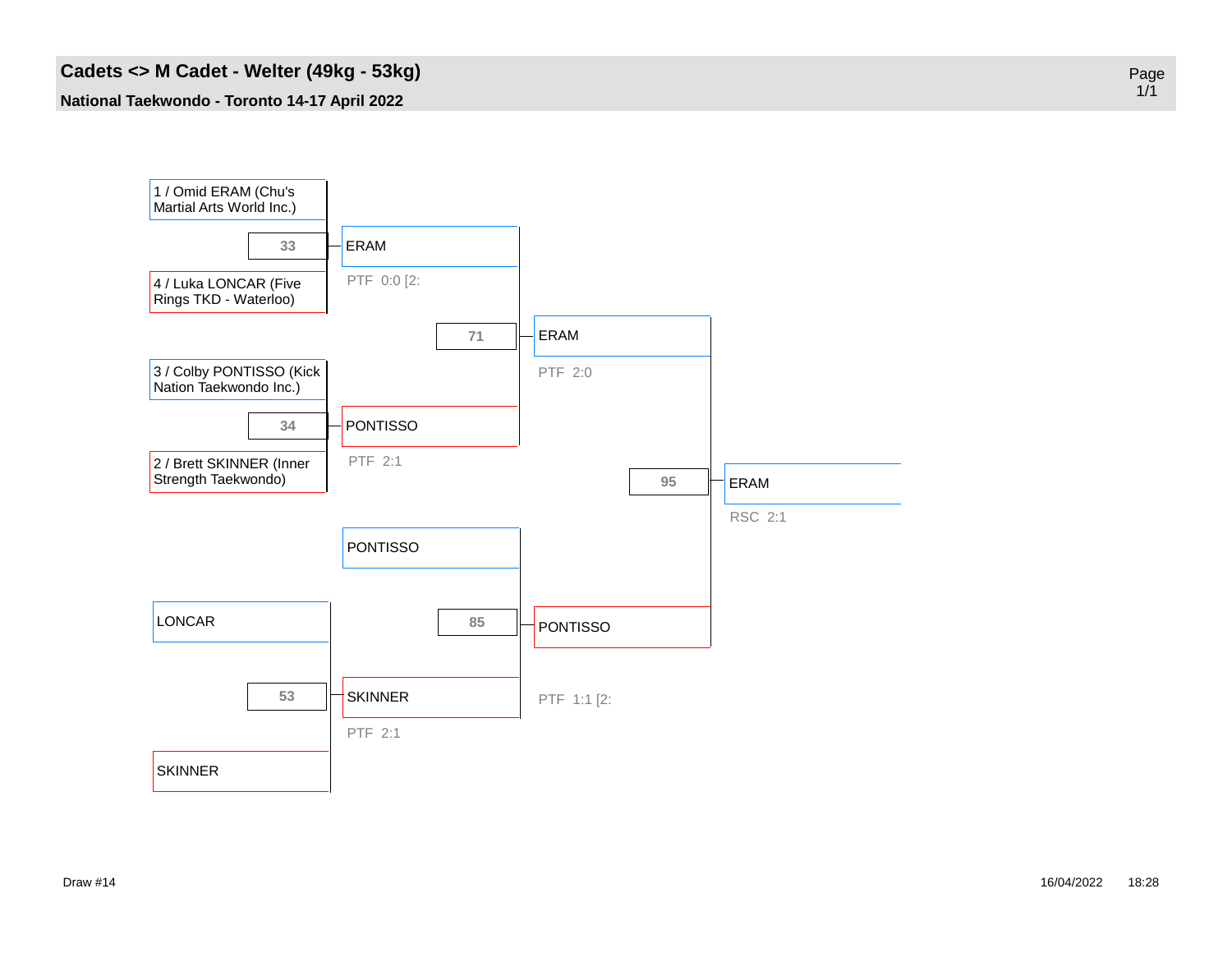# Cadets <> M Cadet - Welter (49kg - 53kg)

**National Taekwondo - Toronto 14-17 April 2022**

## Main bracket

**Match 33**
- 1 / Omid ERAM (Chu's Martial Arts World Inc.)
- 4 / Luka LONCAR (Five Rings TKD - Waterloo)
- Winner: ERAM — PTF 0:0 [2:

**Match 34**
- 3 / Colby PONTISSO (Kick Nation Taekwondo Inc.)
- 2 / Brett SKINNER (Inner Strength Taekwondo)
- Winner: PONTISSO — PTF 2:1

**Match 71**
- ERAM
- PONTISSO
- Winner: ERAM — PTF 2:0

**Match 95**
- ERAM
- PONTISSO
- Winner: ERAM — RSC 2:1

## Repechage

**Match 53**
- LONCAR
- SKINNER
- Winner: SKINNER — PTF 2:1

**Match 85**
- PONTISSO
- SKINNER
- Winner: PONTISSO — PTF 1:1 [2:

Draw #14

16/04/2022 18:28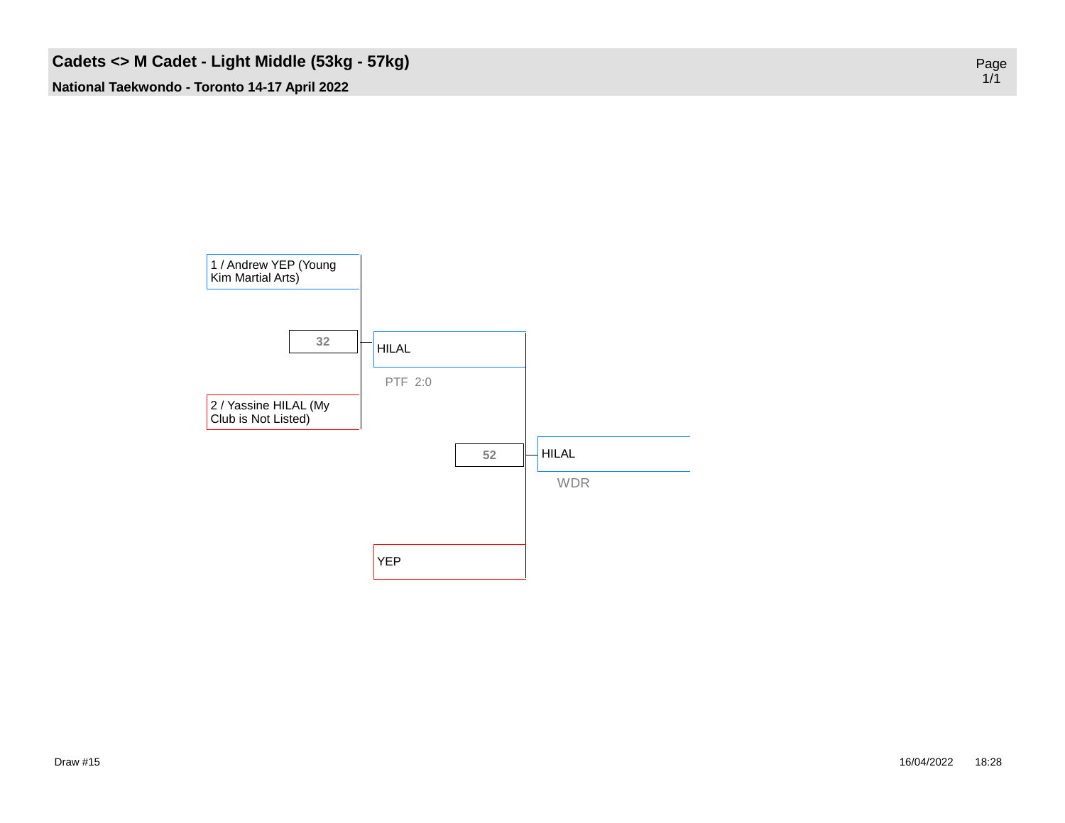# Cadets <> M Cadet - Light Middle (53kg - 57kg)

**National Taekwondo - Toronto 14-17 April 2022**

1 / Andrew YEP (Young Kim Martial Arts)

32

HILAL

PTF 2:0

2 / Yassine HILAL (My Club is Not Listed)

52

HILAL

WDR

YEP

Draw #15

16/04/2022 18:28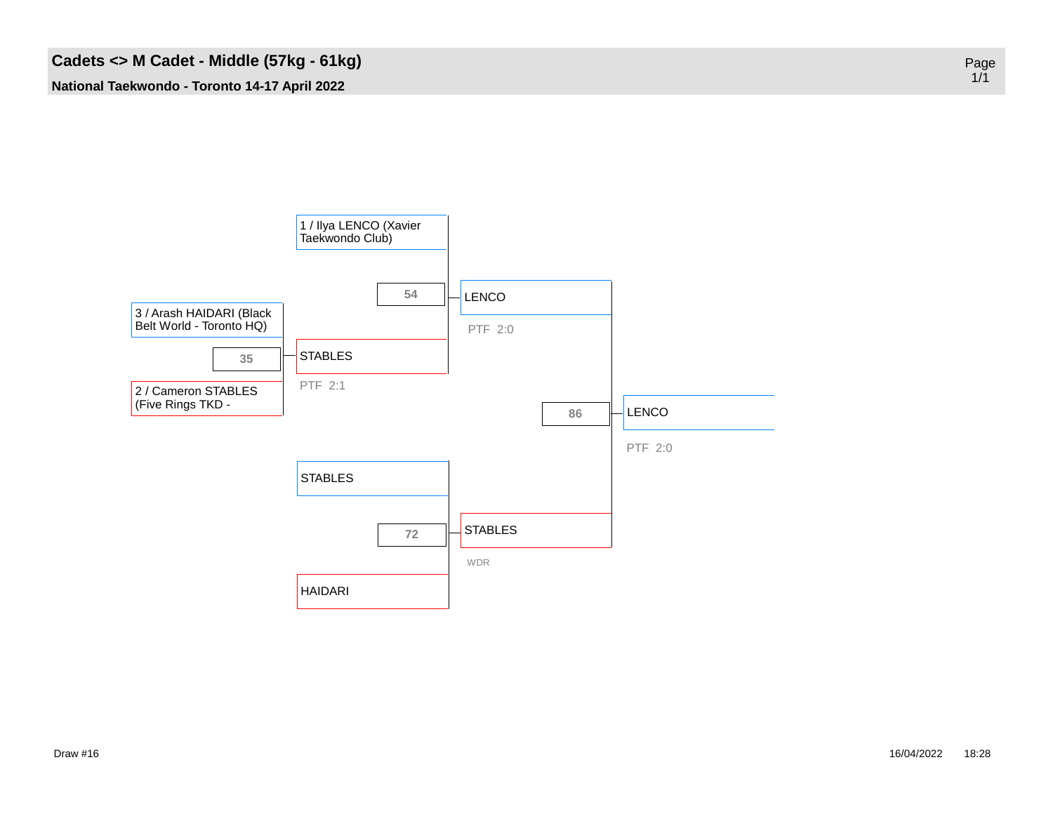# Cadets <> M Cadet - Middle (57kg - 61kg)

**National Taekwondo - Toronto 14-17 April 2022**

1 / Ilya LENCO (Xavier Taekwondo Club)

3 / Arash HAIDARI (Black Belt World - Toronto HQ)

35

2 / Cameron STABLES (Five Rings TKD -

STABLES

PTF 2:1

54

LENCO

PTF 2:0

STABLES

72

HAIDARI

STABLES

WDR

86

LENCO

PTF 2:0

Draw #16

16/04/2022 18:28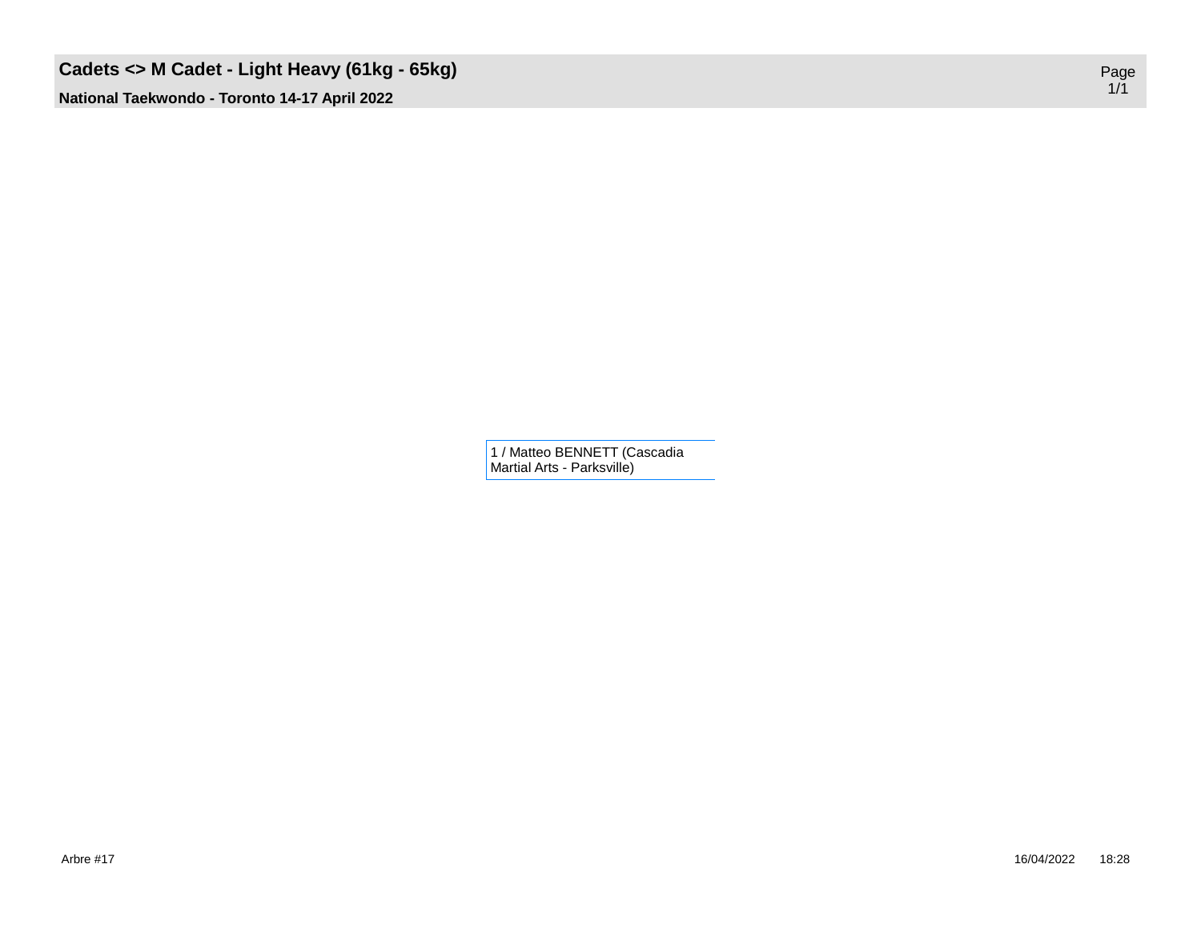# Cadets <> M Cadet - Light Heavy (61kg - 65kg)

**National Taekwondo - Toronto 14-17 April 2022**

1 / Matteo BENNETT (Cascadia Martial Arts - Parksville)

Arbre #17

16/04/2022 18:28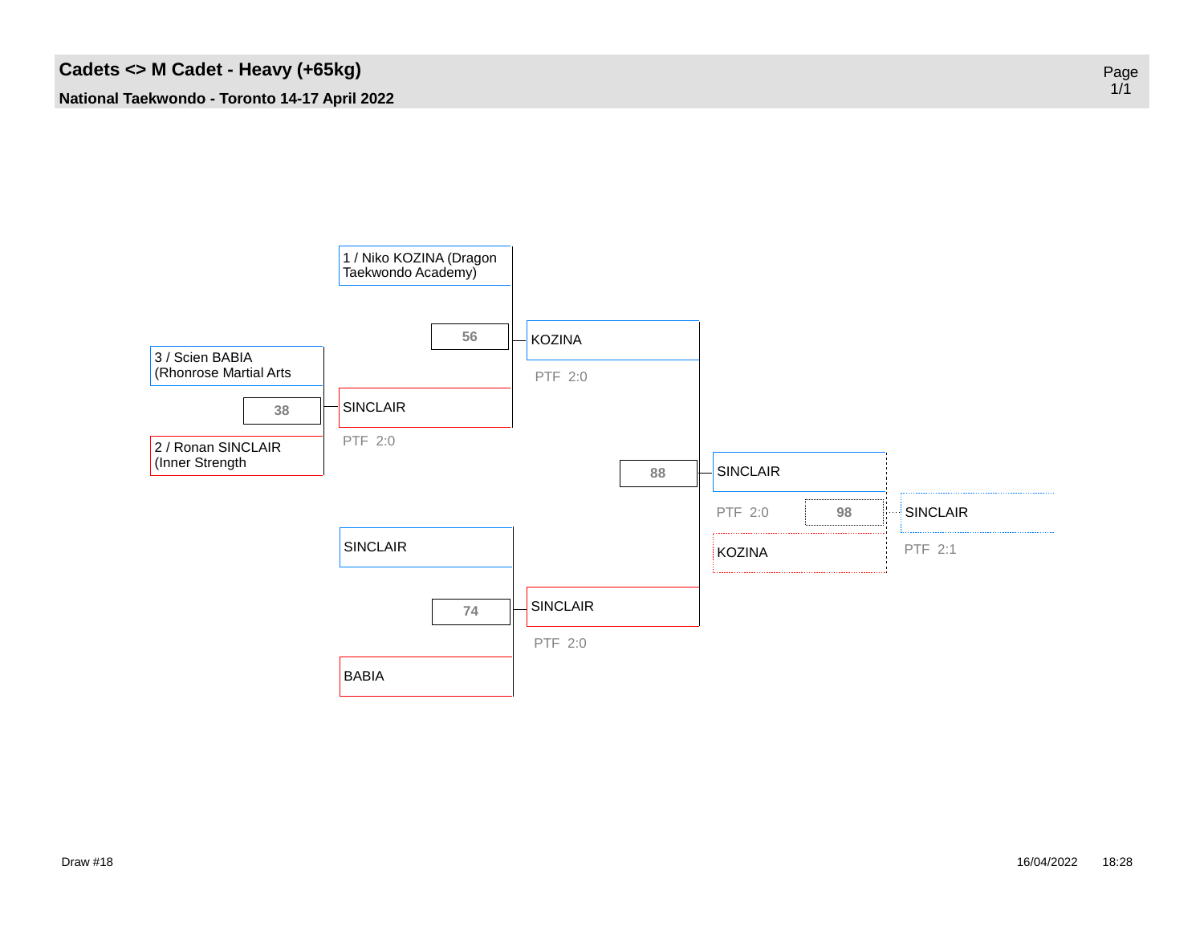# Cadets <> M Cadet - Heavy (+65kg)

**National Taekwondo - Toronto 14-17 April 2022**

1 / Niko KOZINA (Dragon Taekwondo Academy)

3 / Scien BABIA (Rhonrose Martial Arts

38

2 / Ronan SINCLAIR (Inner Strength

SINCLAIR

PTF 2:0

56

KOZINA

PTF 2:0

SINCLAIR

74

BABIA

SINCLAIR

PTF 2:0

88

SINCLAIR

PTF 2:0

98

KOZINA

SINCLAIR

PTF 2:1

Draw #18

16/04/2022 18:28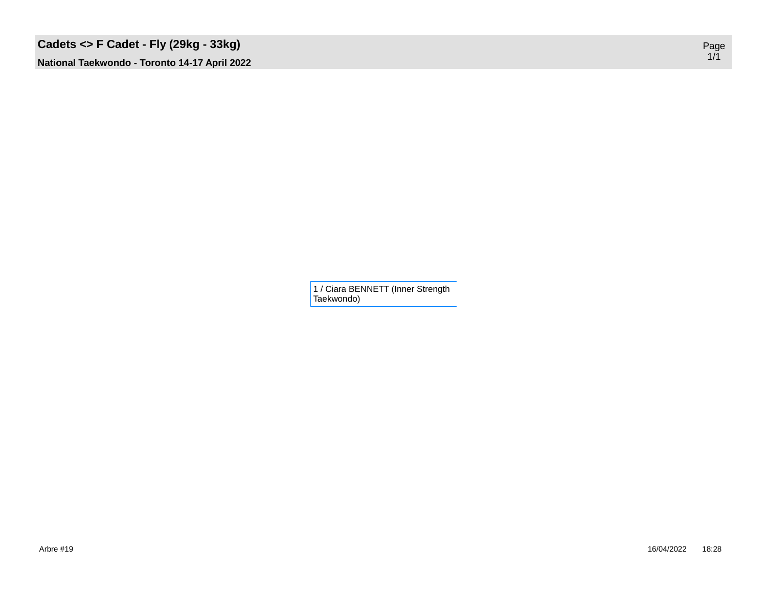# Cadets <> F Cadet - Fly (29kg - 33kg)

**National Taekwondo - Toronto 14-17 April 2022**

1 / Ciara BENNETT (Inner Strength Taekwondo)

Arbre #19

16/04/2022 18:28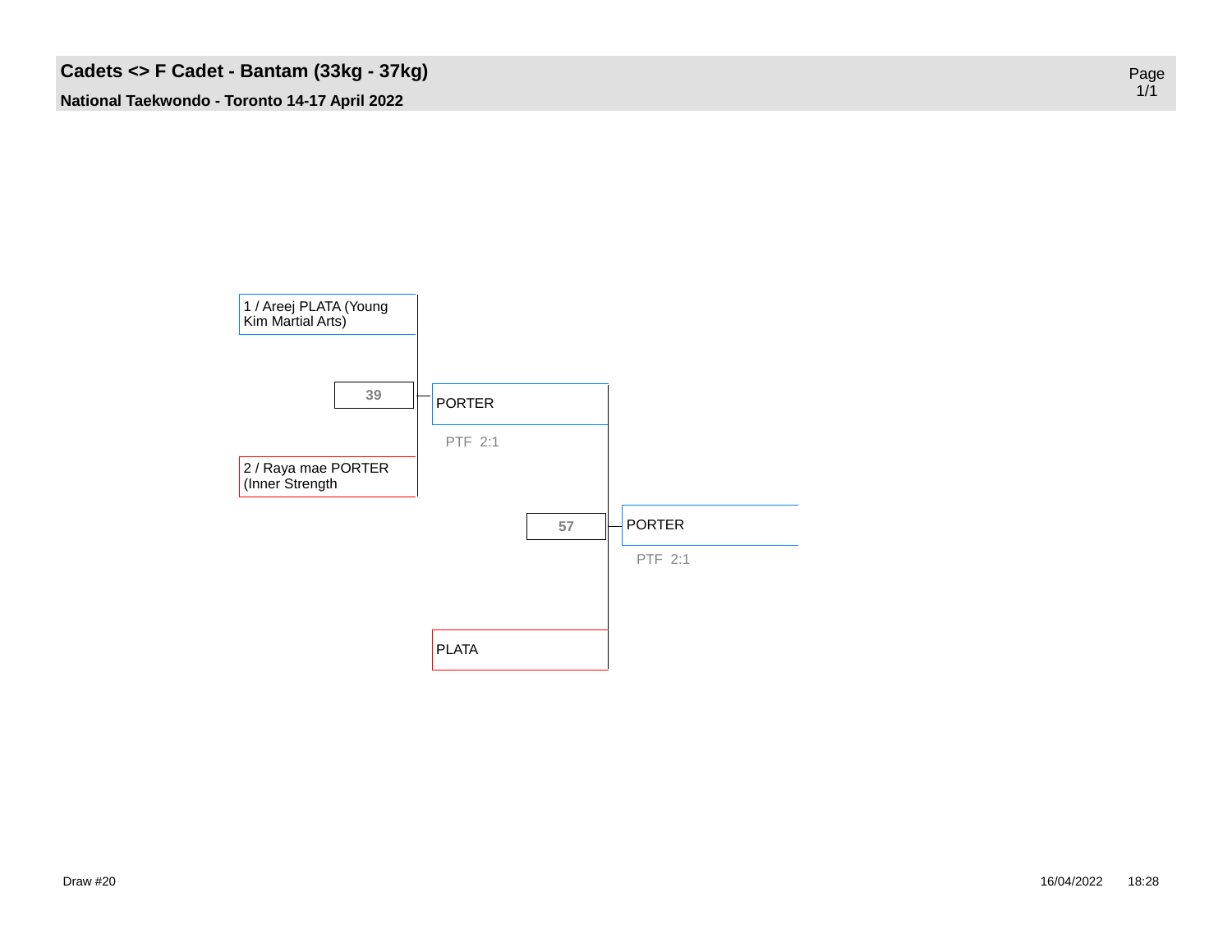# Cadets <> F Cadet - Bantam (33kg - 37kg)

**National Taekwondo - Toronto 14-17 April 2022**

1 / Areej PLATA (Young Kim Martial Arts)

2 / Raya mae PORTER (Inner Strength

Match 39: PORTER — PTF 2:1

PLATA

Match 57: PORTER — PTF 2:1

Draw #20

16/04/2022 18:28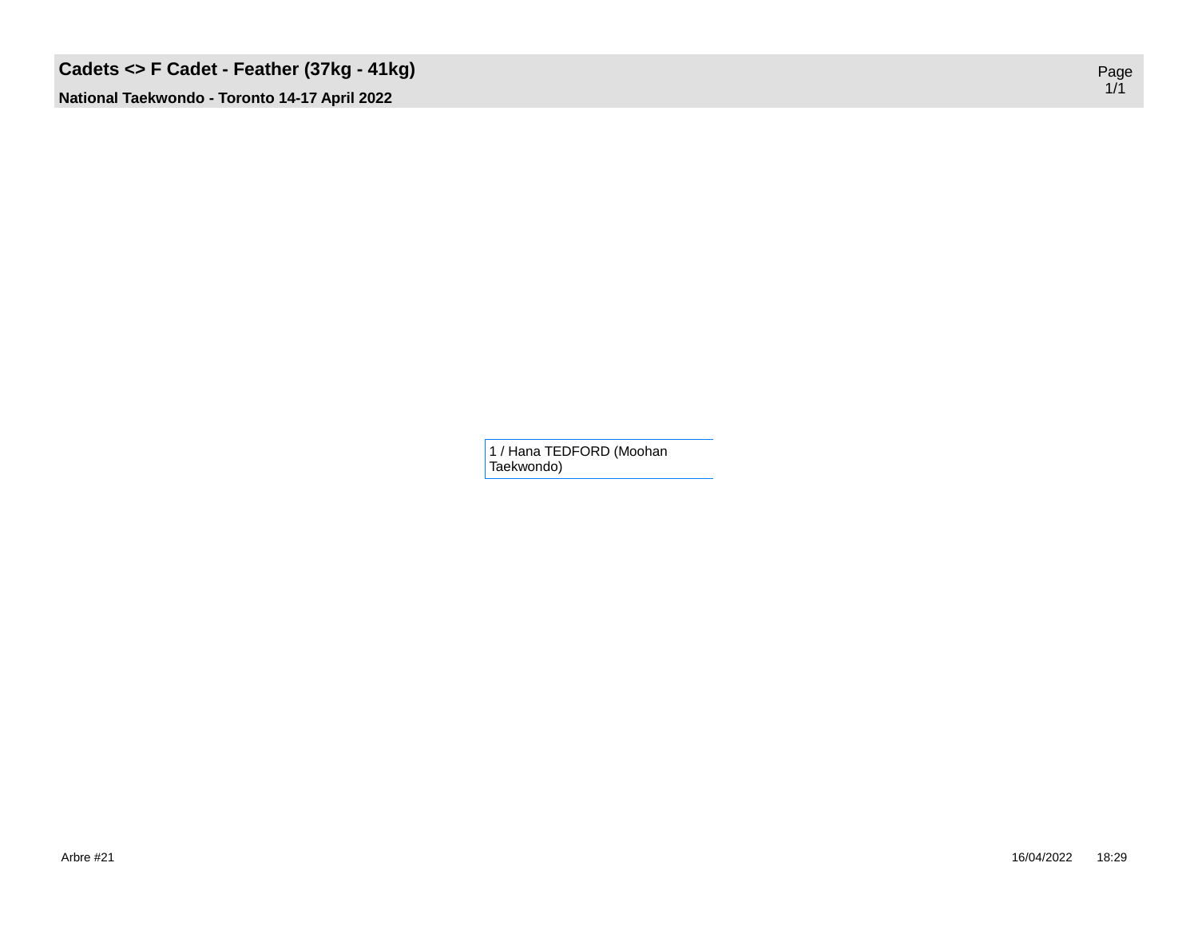# Cadets <> F Cadet - Feather (37kg - 41kg)

**National Taekwondo - Toronto 14-17 April 2022**

1 / Hana TEDFORD (Moohan Taekwondo)

Arbre #21

16/04/2022 18:29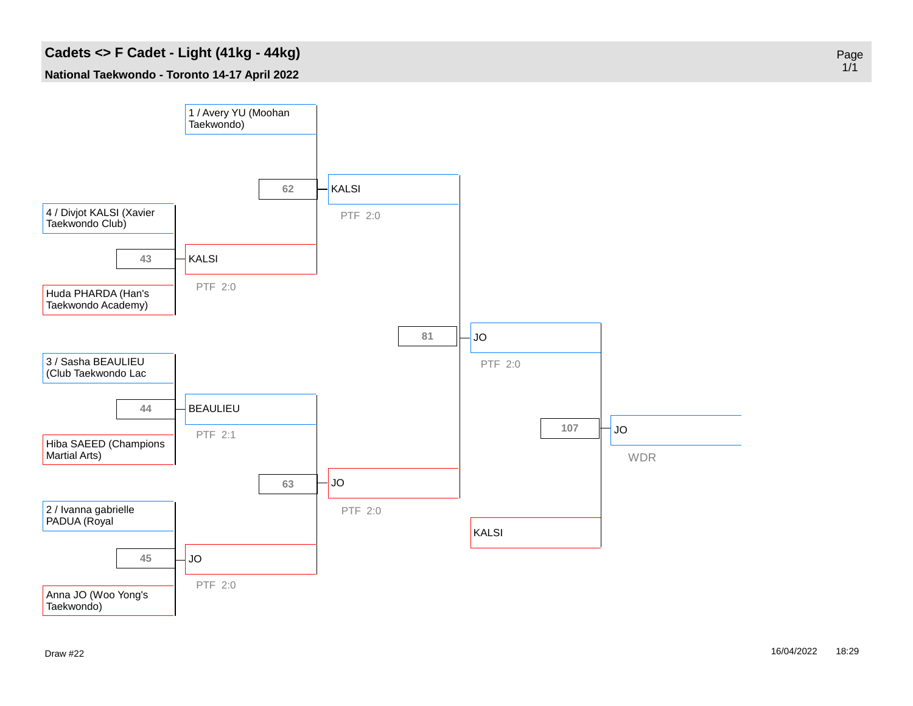## Cadets <> F Cadet - Light (41kg - 44kg)

**National Taekwondo - Toronto 14-17 April 2022**

1 / Avery YU (Moohan Taekwondo)

62 — KALSI — PTF 2:0

4 / Divjot KALSI (Xavier Taekwondo Club)

43 — KALSI — PTF 2:0

Huda PHARDA (Han's Taekwondo Academy)

81 — JO — PTF 2:0

3 / Sasha BEAULIEU (Club Taekwondo Lac

44 — BEAULIEU — PTF 2:1

Hiba SAEED (Champions Martial Arts)

107 — JO — WDR

63 — JO — PTF 2:0

KALSI

2 / Ivanna gabrielle PADUA (Royal

45 — JO — PTF 2:0

Anna JO (Woo Yong's Taekwondo)

Draw #22

16/04/2022 18:29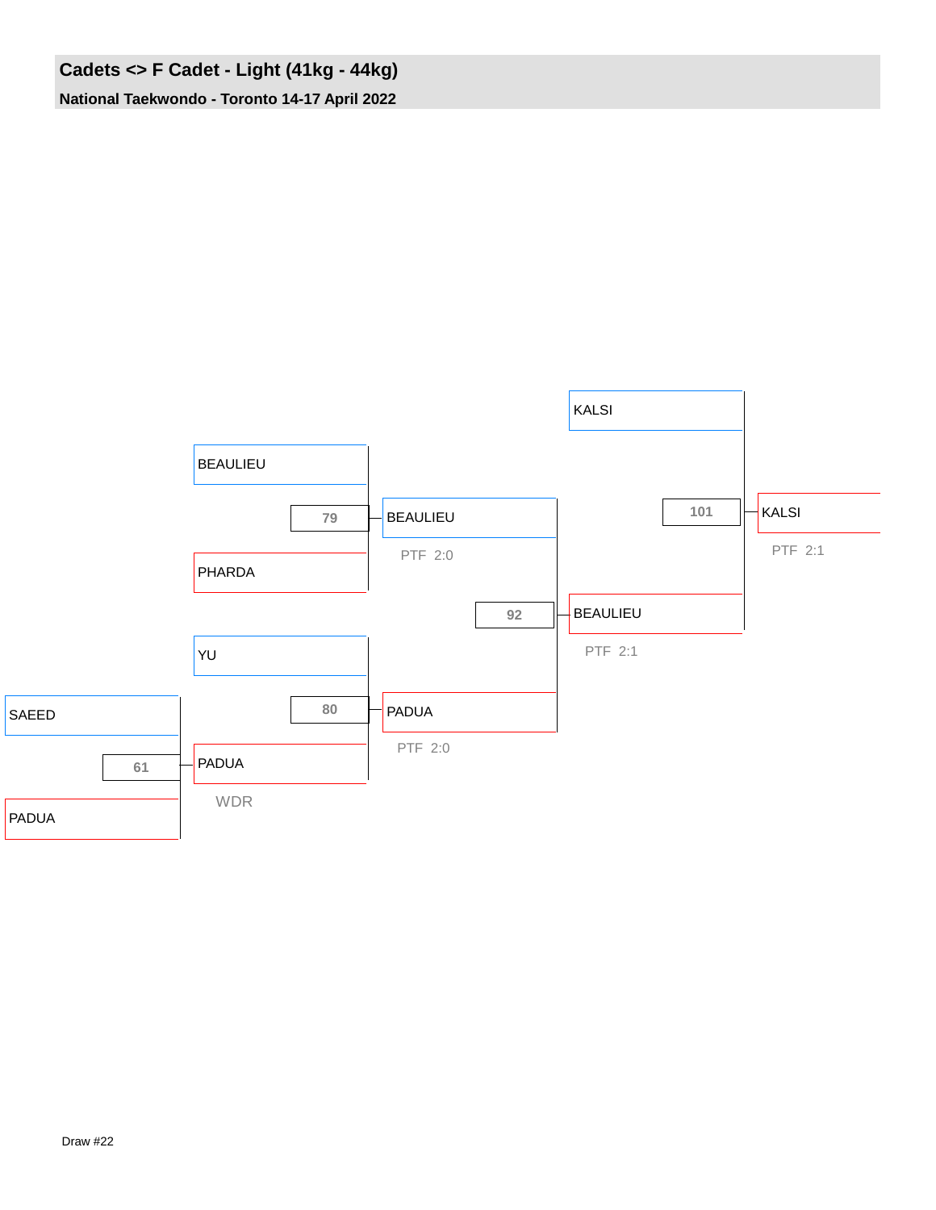# Cadets <> F Cadet - Light (41kg - 44kg)

**National Taekwondo - Toronto 14-17 April 2022**

| Match | Blue | Red | Winner | Result |
|---|---|---|---|---|
| 61 | SAEED | PADUA | PADUA | WDR |
| 79 | BEAULIEU | PHARDA | BEAULIEU | PTF 2:0 |
| 80 | YU | PADUA | PADUA | PTF 2:0 |
| 92 | BEAULIEU | PADUA | BEAULIEU | PTF 2:1 |
| 101 | KALSI | BEAULIEU | KALSI | PTF 2:1 |

Draw #22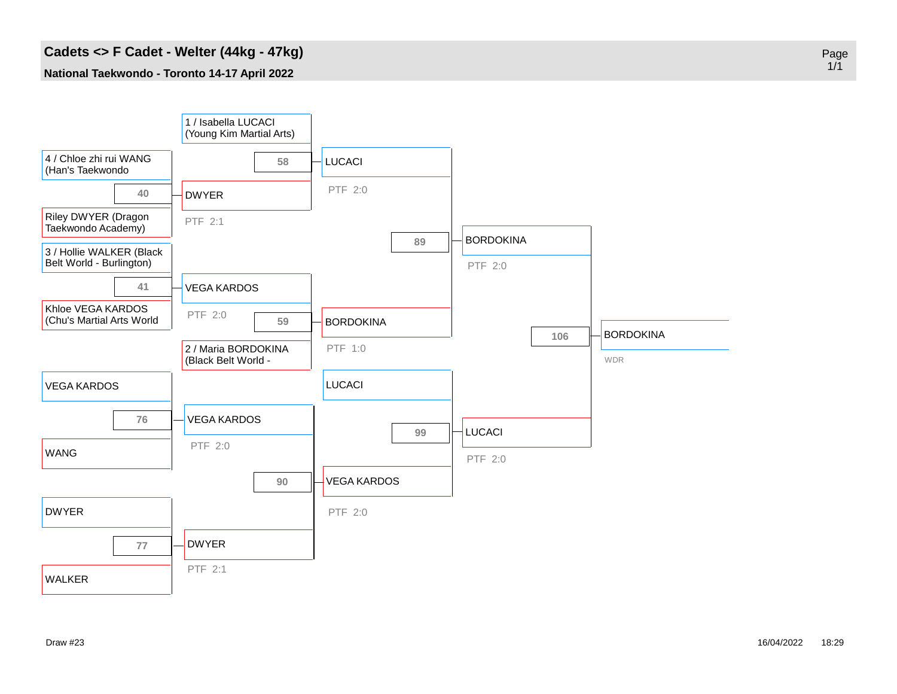# Cadets <> F Cadet - Welter (44kg - 47kg)

**National Taekwondo - Toronto 14-17 April 2022**

## Winners Bracket

| Match | Blue | Red | Winner | Result |
|---|---|---|---|---|
| 40 | 4 / Chloe zhi rui WANG (Han's Taekwondo | Riley DWYER (Dragon Taekwondo Academy) | DWYER | PTF 2:1 |
| 41 | 3 / Hollie WALKER (Black Belt World - Burlington) | Khloe VEGA KARDOS (Chu's Martial Arts World | VEGA KARDOS | PTF 2:0 |
| 58 | 1 / Isabella LUCACI (Young Kim Martial Arts) | DWYER | LUCACI | PTF 2:0 |
| 59 | VEGA KARDOS | 2 / Maria BORDOKINA (Black Belt World - | BORDOKINA | PTF 1:0 |
| 89 | LUCACI | BORDOKINA | BORDOKINA | PTF 2:0 |
| 106 | BORDOKINA | LUCACI | BORDOKINA | WDR |

## Repechage

| Match | Blue | Red | Winner | Result |
|---|---|---|---|---|
| 76 | VEGA KARDOS | WANG | VEGA KARDOS | PTF 2:0 |
| 77 | DWYER | WALKER | DWYER | PTF 2:1 |
| 90 | VEGA KARDOS | DWYER | VEGA KARDOS | PTF 2:0 |
| 99 | LUCACI | VEGA KARDOS | LUCACI | PTF 2:0 |

Draw #23

16/04/2022 18:29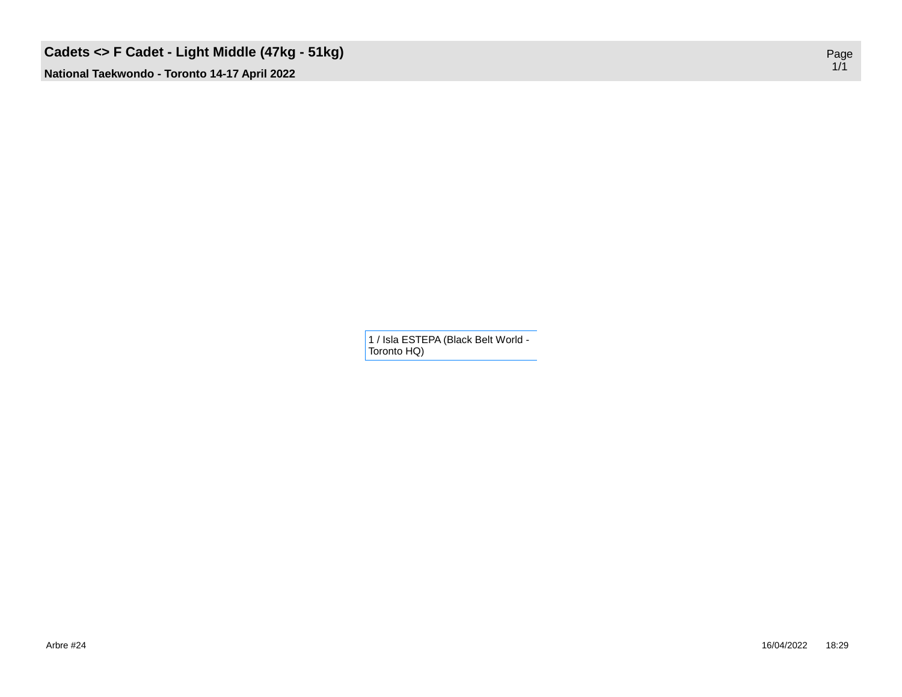# Cadets <> F Cadet - Light Middle (47kg - 51kg)

**National Taekwondo - Toronto 14-17 April 2022**

1 / Isla ESTEPA (Black Belt World - Toronto HQ)

Arbre #24

16/04/2022 18:29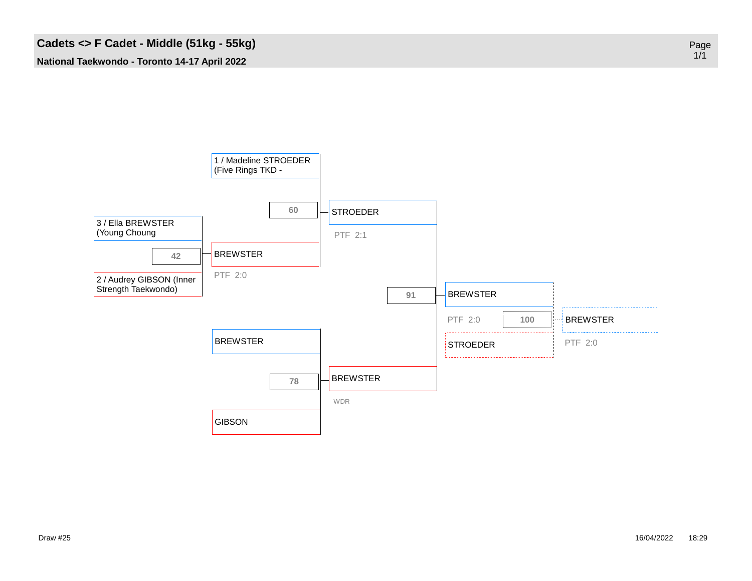# Cadets <> F Cadet - Middle (51kg - 55kg)

**National Taekwondo - Toronto 14-17 April 2022**

1 / Madeline STROEDER (Five Rings TKD -

3 / Ella BREWSTER (Young Choung

42

2 / Audrey GIBSON (Inner Strength Taekwondo)

BREWSTER

PTF 2:0

60

STROEDER

PTF 2:1

BREWSTER

78

GIBSON

BREWSTER

WDR

91

BREWSTER

PTF 2:0

100

STROEDER

BREWSTER

PTF 2:0

Draw #25

16/04/2022 18:29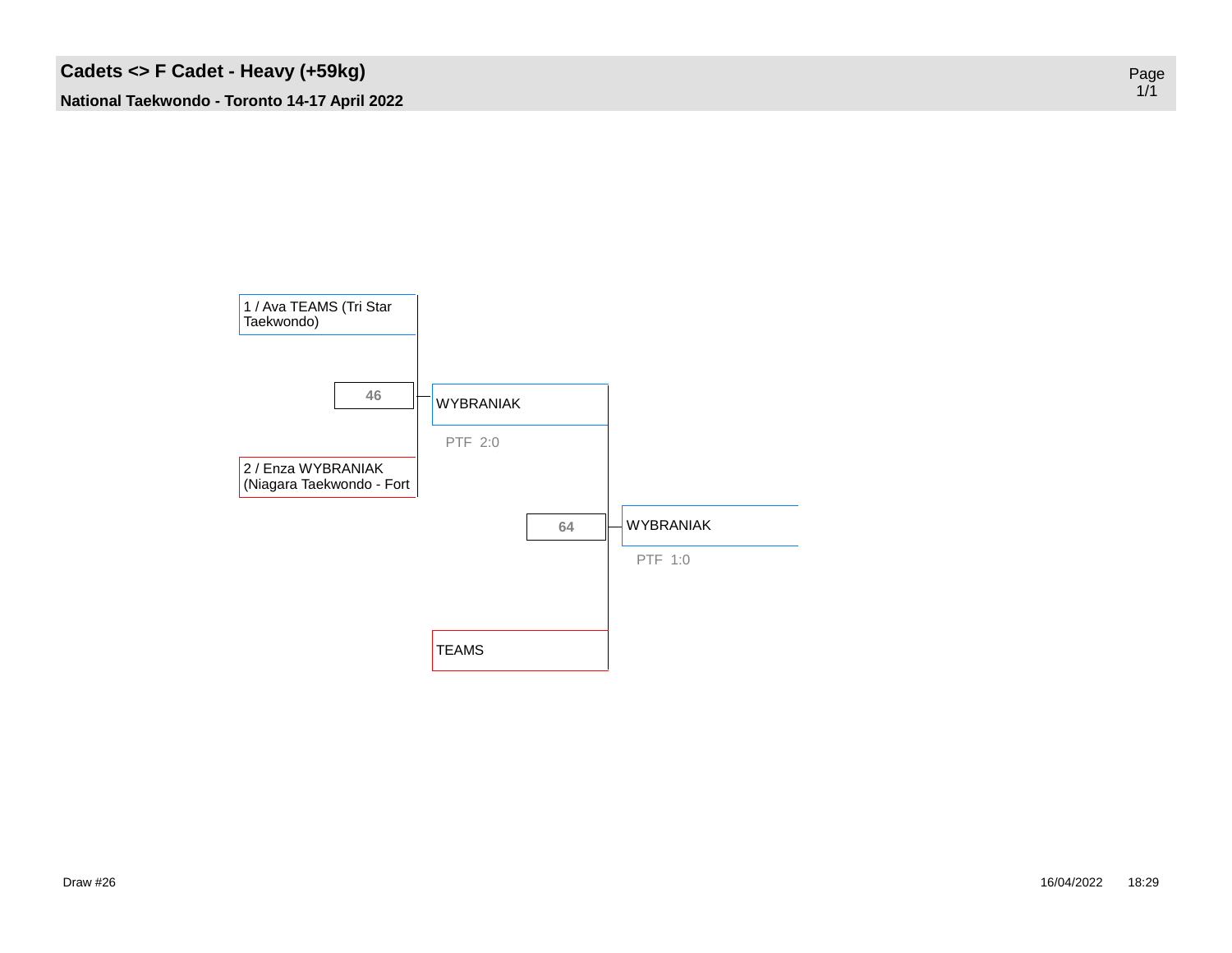# Cadets <> F Cadet - Heavy (+59kg)

**National Taekwondo - Toronto 14-17 April 2022**

1 / Ava TEAMS (Tri Star Taekwondo)

46

2 / Enza WYBRANIAK (Niagara Taekwondo - Fort

WYBRANIAK

PTF 2:0

64

WYBRANIAK

PTF 1:0

TEAMS

Draw #26

16/04/2022 18:29